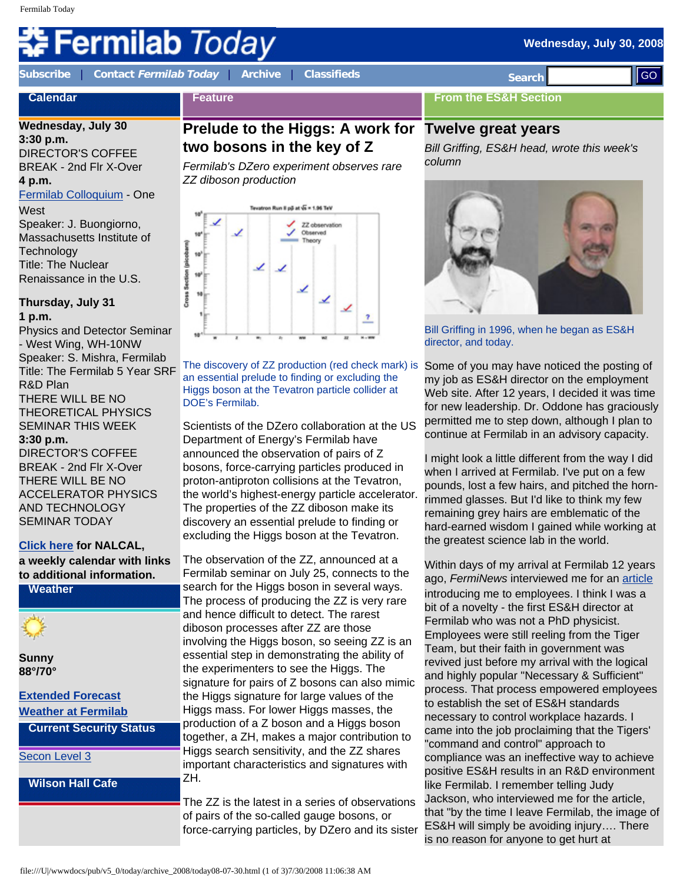# Fermilab Today

Wednesday, July 30, 2008

Subscribe | Contact *Fermilab Today* | Archive | Classifieds

Search GO

## Calendar

**Wednesday, July 30**
**3:30 p.m.**
DIRECTOR'S COFFEE BREAK - 2nd Flr X-Over
**4 p.m.**
Fermilab Colloquium - One West
Speaker: J. Buongiorno, Massachusetts Institute of Technology
Title: The Nuclear Renaissance in the U.S.

**Thursday, July 31**
**1 p.m.**
Physics and Detector Seminar - West Wing, WH-10NW
Speaker: S. Mishra, Fermilab
Title: The Fermilab 5 Year SRF R&D Plan
THERE WILL BE NO THEORETICAL PHYSICS SEMINAR THIS WEEK
**3:30 p.m.**
DIRECTOR'S COFFEE BREAK - 2nd Flr X-Over
THERE WILL BE NO ACCELERATOR PHYSICS AND TECHNOLOGY SEMINAR TODAY

**Click here for NALCAL, a weekly calendar with links to additional information.**

## Weather

**Sunny**
**88°/70°**

**Extended Forecast**
**Weather at Fermilab**

## Current Security Status

Secon Level 3

## Wilson Hall Cafe

## Feature

# Prelude to the Higgs: A work for two bosons in the key of Z

*Fermilab's DZero experiment observes rare ZZ diboson production*

The discovery of ZZ production (red check mark) is an essential prelude to finding or excluding the Higgs boson at the Tevatron particle collider at DOE's Fermilab.

Scientists of the DZero collaboration at the US Department of Energy's Fermilab have announced the observation of pairs of Z bosons, force-carrying particles produced in proton-antiproton collisions at the Tevatron, the world's highest-energy particle accelerator. The properties of the ZZ diboson make its discovery an essential prelude to finding or excluding the Higgs boson at the Tevatron.

The observation of the ZZ, announced at a Fermilab seminar on July 25, connects to the search for the Higgs boson in several ways. The process of producing the ZZ is very rare and hence difficult to detect. The rarest diboson processes after ZZ are those involving the Higgs boson, so seeing ZZ is an essential step in demonstrating the ability of the experimenters to see the Higgs. The signature for pairs of Z bosons can also mimic the Higgs signature for large values of the Higgs mass. For lower Higgs masses, the production of a Z boson and a Higgs boson together, a ZH, makes a major contribution to Higgs search sensitivity, and the ZZ shares important characteristics and signatures with ZH.

The ZZ is the latest in a series of observations of pairs of the so-called gauge bosons, or force-carrying particles, by DZero and its sister

## From the ES&H Section

# Twelve great years

*Bill Griffing, ES&H head, wrote this week's column*

Bill Griffing in 1996, when he began as ES&H director, and today.

Some of you may have noticed the posting of my job as ES&H director on the employment Web site. After 12 years, I decided it was time for new leadership. Dr. Oddone has graciously permitted me to step down, although I plan to continue at Fermilab in an advisory capacity.

I might look a little different from the way I did when I arrived at Fermilab. I've put on a few pounds, lost a few hairs, and pitched the horn-rimmed glasses. But I'd like to think my few remaining grey hairs are emblematic of the hard-earned wisdom I gained while working at the greatest science lab in the world.

Within days of my arrival at Fermilab 12 years ago, *FermiNews* interviewed me for an article introducing me to employees. I think I was a bit of a novelty - the first ES&H director at Fermilab who was not a PhD physicist. Employees were still reeling from the Tiger Team, but their faith in government was revived just before my arrival with the logical and highly popular "Necessary & Sufficient" process. That process empowered employees to establish the set of ES&H standards necessary to control workplace hazards. I came into the job proclaiming that the Tigers' "command and control" approach to compliance was an ineffective way to achieve positive ES&H results in an R&D environment like Fermilab. I remember telling Judy Jackson, who interviewed me for the article, that "by the time I leave Fermilab, the image of ES&H will simply be avoiding injury…. There is no reason for anyone to get hurt at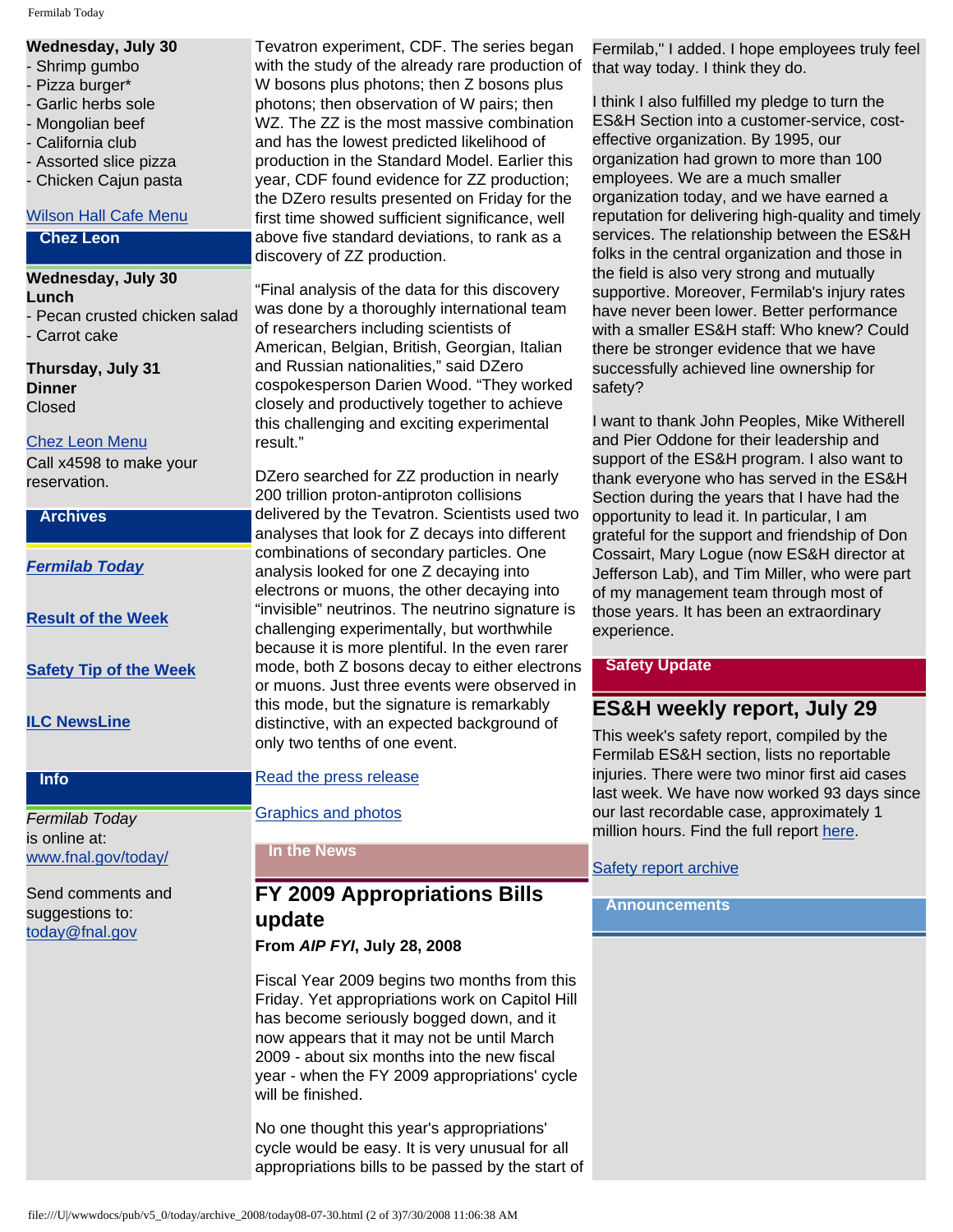**Wednesday, July 30**
- Shrimp gumbo
- Pizza burger*
- Garlic herbs sole
- Mongolian beef
- California club
- Assorted slice pizza
- Chicken Cajun pasta

Wilson Hall Cafe Menu

## Chez Leon

**Wednesday, July 30**
**Lunch**
- Pecan crusted chicken salad
- Carrot cake

**Thursday, July 31**
**Dinner**
Closed

Chez Leon Menu
Call x4598 to make your reservation.

## Archives

***Fermilab Today***

**Result of the Week**

**Safety Tip of the Week**

**ILC NewsLine**

## Info

*Fermilab Today* is online at: www.fnal.gov/today/

Send comments and suggestions to: today@fnal.gov

Tevatron experiment, CDF. The series began with the study of the already rare production of W bosons plus photons; then Z bosons plus photons; then observation of W pairs; then WZ. The ZZ is the most massive combination and has the lowest predicted likelihood of production in the Standard Model. Earlier this year, CDF found evidence for ZZ production; the DZero results presented on Friday for the first time showed sufficient significance, well above five standard deviations, to rank as a discovery of ZZ production.

"Final analysis of the data for this discovery was done by a thoroughly international team of researchers including scientists of American, Belgian, British, Georgian, Italian and Russian nationalities," said DZero cospokesperson Darien Wood. "They worked closely and productively together to achieve this challenging and exciting experimental result."

DZero searched for ZZ production in nearly 200 trillion proton-antiproton collisions delivered by the Tevatron. Scientists used two analyses that look for Z decays into different combinations of secondary particles. One analysis looked for one Z decaying into electrons or muons, the other decaying into "invisible" neutrinos. The neutrino signature is challenging experimentally, but worthwhile because it is more plentiful. In the even rarer mode, both Z bosons decay to either electrons or muons. Just three events were observed in this mode, but the signature is remarkably distinctive, with an expected background of only two tenths of one event.

Read the press release

Graphics and photos

## In the News

## FY 2009 Appropriations Bills update

**From *AIP FYI*, July 28, 2008**

Fiscal Year 2009 begins two months from this Friday. Yet appropriations work on Capitol Hill has become seriously bogged down, and it now appears that it may not be until March 2009 - about six months into the new fiscal year - when the FY 2009 appropriations' cycle will be finished.

No one thought this year's appropriations' cycle would be easy. It is very unusual for all appropriations bills to be passed by the start of

Fermilab," I added. I hope employees truly feel that way today. I think they do.

I think I also fulfilled my pledge to turn the ES&H Section into a customer-service, cost-effective organization. By 1995, our organization had grown to more than 100 employees. We are a much smaller organization today, and we have earned a reputation for delivering high-quality and timely services. The relationship between the ES&H folks in the central organization and those in the field is also very strong and mutually supportive. Moreover, Fermilab's injury rates have never been lower. Better performance with a smaller ES&H staff: Who knew? Could there be stronger evidence that we have successfully achieved line ownership for safety?

I want to thank John Peoples, Mike Witherell and Pier Oddone for their leadership and support of the ES&H program. I also want to thank everyone who has served in the ES&H Section during the years that I have had the opportunity to lead it. In particular, I am grateful for the support and friendship of Don Cossairt, Mary Logue (now ES&H director at Jefferson Lab), and Tim Miller, who were part of my management team through most of those years. It has been an extraordinary experience.

## Safety Update

## ES&H weekly report, July 29

This week's safety report, compiled by the Fermilab ES&H section, lists no reportable injuries. There were two minor first aid cases last week. We have now worked 93 days since our last recordable case, approximately 1 million hours. Find the full report here.

Safety report archive

## Announcements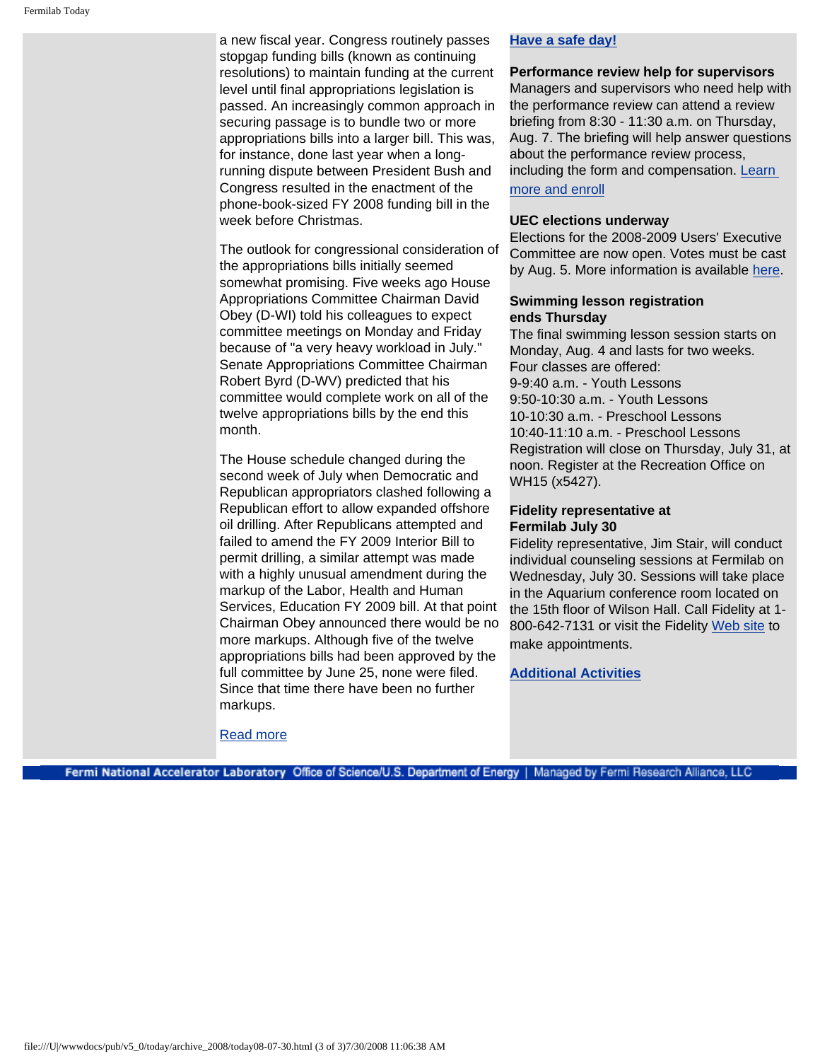a new fiscal year. Congress routinely passes stopgap funding bills (known as continuing resolutions) to maintain funding at the current level until final appropriations legislation is passed. An increasingly common approach in securing passage is to bundle two or more appropriations bills into a larger bill. This was, for instance, done last year when a long-running dispute between President Bush and Congress resulted in the enactment of the phone-book-sized FY 2008 funding bill in the week before Christmas.

The outlook for congressional consideration of the appropriations bills initially seemed somewhat promising. Five weeks ago House Appropriations Committee Chairman David Obey (D-WI) told his colleagues to expect committee meetings on Monday and Friday because of "a very heavy workload in July." Senate Appropriations Committee Chairman Robert Byrd (D-WV) predicted that his committee would complete work on all of the twelve appropriations bills by the end this month.

The House schedule changed during the second week of July when Democratic and Republican appropriators clashed following a Republican effort to allow expanded offshore oil drilling. After Republicans attempted and failed to amend the FY 2009 Interior Bill to permit drilling, a similar attempt was made with a highly unusual amendment during the markup of the Labor, Health and Human Services, Education FY 2009 bill. At that point Chairman Obey announced there would be no more markups. Although five of the twelve appropriations bills had been approved by the full committee by June 25, none were filed. Since that time there have been no further markups.

[Read more]

**[Have a safe day!]**

**Performance review help for supervisors**
Managers and supervisors who need help with the performance review can attend a review briefing from 8:30 - 11:30 a.m. on Thursday, Aug. 7. The briefing will help answer questions about the performance review process, including the form and compensation. [Learn more and enroll]

**UEC elections underway**
Elections for the 2008-2009 Users' Executive Committee are now open. Votes must be cast by Aug. 5. More information is available [here].

**Swimming lesson registration ends Thursday**
The final swimming lesson session starts on Monday, Aug. 4 and lasts for two weeks. Four classes are offered:
9-9:40 a.m. - Youth Lessons
9:50-10:30 a.m. - Youth Lessons
10-10:30 a.m. - Preschool Lessons
10:40-11:10 a.m. - Preschool Lessons
Registration will close on Thursday, July 31, at noon. Register at the Recreation Office on WH15 (x5427).

**Fidelity representative at Fermilab July 30**
Fidelity representative, Jim Stair, will conduct individual counseling sessions at Fermilab on Wednesday, July 30. Sessions will take place in the Aquarium conference room located on the 15th floor of Wilson Hall. Call Fidelity at 1-800-642-7131 or visit the Fidelity [Web site] to make appointments.

**[Additional Activities]**

Fermi National Accelerator Laboratory Office of Science/U.S. Department of Energy | Managed by Fermi Research Alliance, LLC